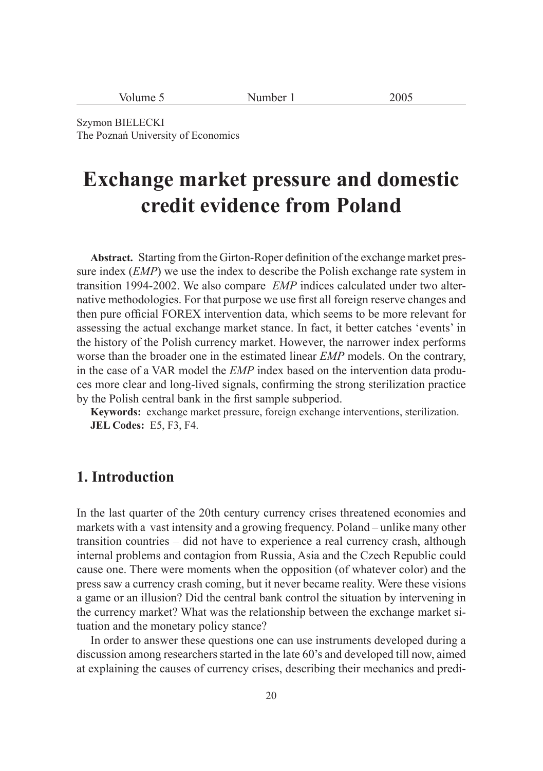Szymon BIELECKI
The Poznań University of Economics

# Exchange market pressure and domestic credit evidence from Poland

**Abstract.** Starting from the Girton-Roper definition of the exchange market pressure index (*EMP*) we use the index to describe the Polish exchange rate system in transition 1994-2002. We also compare *EMP* indices calculated under two alternative methodologies. For that purpose we use first all foreign reserve changes and then pure official FOREX intervention data, which seems to be more relevant for assessing the actual exchange market stance. In fact, it better catches 'events' in the history of the Polish currency market. However, the narrower index performs worse than the broader one in the estimated linear *EMP* models. On the contrary, in the case of a VAR model the *EMP* index based on the intervention data produces more clear and long-lived signals, confirming the strong sterilization practice by the Polish central bank in the first sample subperiod.

**Keywords:** exchange market pressure, foreign exchange interventions, sterilization.
**JEL Codes:** E5, F3, F4.

## 1. Introduction

In the last quarter of the 20th century currency crises threatened economies and markets with a vast intensity and a growing frequency. Poland – unlike many other transition countries – did not have to experience a real currency crash, although internal problems and contagion from Russia, Asia and the Czech Republic could cause one. There were moments when the opposition (of whatever color) and the press saw a currency crash coming, but it never became reality. Were these visions a game or an illusion? Did the central bank control the situation by intervening in the currency market? What was the relationship between the exchange market situation and the monetary policy stance?

In order to answer these questions one can use instruments developed during a discussion among researchers started in the late 60's and developed till now, aimed at explaining the causes of currency crises, describing their mechanics and predi-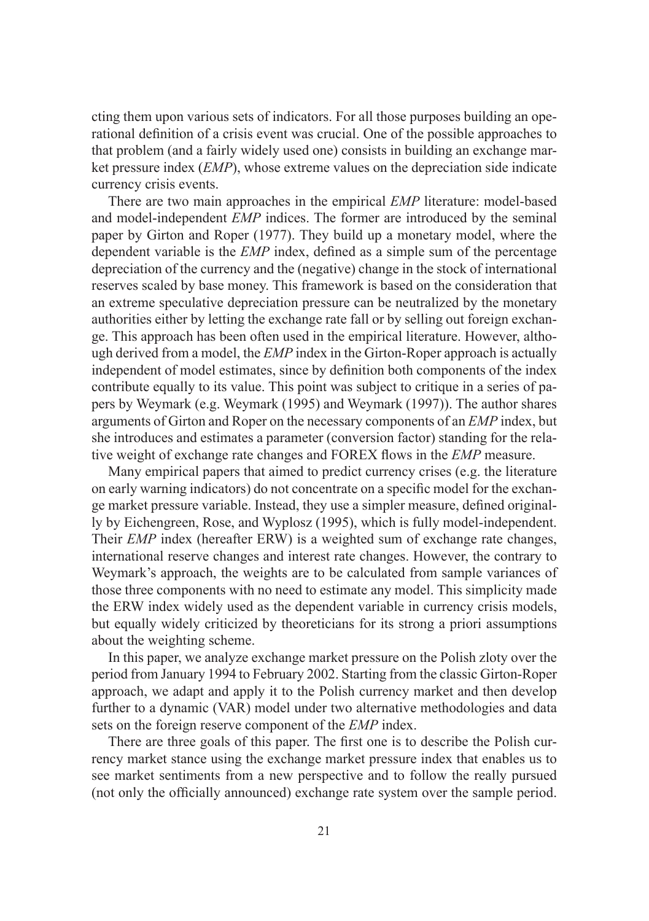cting them upon various sets of indicators. For all those purposes building an operational definition of a crisis event was crucial. One of the possible approaches to that problem (and a fairly widely used one) consists in building an exchange market pressure index (*EMP*), whose extreme values on the depreciation side indicate currency crisis events.

There are two main approaches in the empirical *EMP* literature: model-based and model-independent *EMP* indices. The former are introduced by the seminal paper by Girton and Roper (1977). They build up a monetary model, where the dependent variable is the *EMP* index, defined as a simple sum of the percentage depreciation of the currency and the (negative) change in the stock of international reserves scaled by base money. This framework is based on the consideration that an extreme speculative depreciation pressure can be neutralized by the monetary authorities either by letting the exchange rate fall or by selling out foreign exchange. This approach has been often used in the empirical literature. However, although derived from a model, the *EMP* index in the Girton-Roper approach is actually independent of model estimates, since by definition both components of the index contribute equally to its value. This point was subject to critique in a series of papers by Weymark (e.g. Weymark (1995) and Weymark (1997)). The author shares arguments of Girton and Roper on the necessary components of an *EMP* index, but she introduces and estimates a parameter (conversion factor) standing for the relative weight of exchange rate changes and FOREX flows in the *EMP* measure.

Many empirical papers that aimed to predict currency crises (e.g. the literature on early warning indicators) do not concentrate on a specific model for the exchange market pressure variable. Instead, they use a simpler measure, defined originally by Eichengreen, Rose, and Wyplosz (1995), which is fully model-independent. Their *EMP* index (hereafter ERW) is a weighted sum of exchange rate changes, international reserve changes and interest rate changes. However, the contrary to Weymark's approach, the weights are to be calculated from sample variances of those three components with no need to estimate any model. This simplicity made the ERW index widely used as the dependent variable in currency crisis models, but equally widely criticized by theoreticians for its strong a priori assumptions about the weighting scheme.

In this paper, we analyze exchange market pressure on the Polish zloty over the period from January 1994 to February 2002. Starting from the classic Girton-Roper approach, we adapt and apply it to the Polish currency market and then develop further to a dynamic (VAR) model under two alternative methodologies and data sets on the foreign reserve component of the *EMP* index.

There are three goals of this paper. The first one is to describe the Polish currency market stance using the exchange market pressure index that enables us to see market sentiments from a new perspective and to follow the really pursued (not only the officially announced) exchange rate system over the sample period.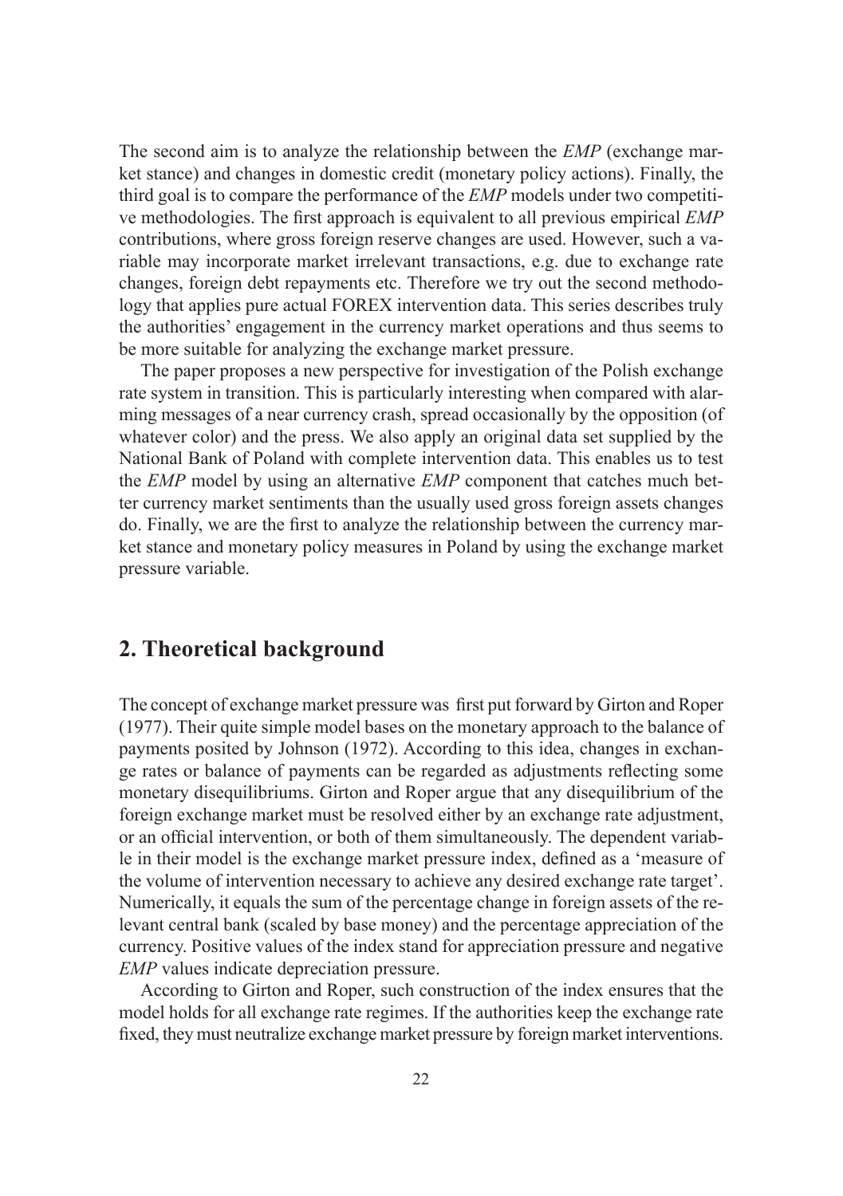The second aim is to analyze the relationship between the *EMP* (exchange market stance) and changes in domestic credit (monetary policy actions). Finally, the third goal is to compare the performance of the *EMP* models under two competitive methodologies. The first approach is equivalent to all previous empirical *EMP* contributions, where gross foreign reserve changes are used. However, such a variable may incorporate market irrelevant transactions, e.g. due to exchange rate changes, foreign debt repayments etc. Therefore we try out the second methodology that applies pure actual FOREX intervention data. This series describes truly the authorities' engagement in the currency market operations and thus seems to be more suitable for analyzing the exchange market pressure.

The paper proposes a new perspective for investigation of the Polish exchange rate system in transition. This is particularly interesting when compared with alarming messages of a near currency crash, spread occasionally by the opposition (of whatever color) and the press. We also apply an original data set supplied by the National Bank of Poland with complete intervention data. This enables us to test the *EMP* model by using an alternative *EMP* component that catches much better currency market sentiments than the usually used gross foreign assets changes do. Finally, we are the first to analyze the relationship between the currency market stance and monetary policy measures in Poland by using the exchange market pressure variable.

## 2. Theoretical background

The concept of exchange market pressure was first put forward by Girton and Roper (1977). Their quite simple model bases on the monetary approach to the balance of payments posited by Johnson (1972). According to this idea, changes in exchange rates or balance of payments can be regarded as adjustments reflecting some monetary disequilibriums. Girton and Roper argue that any disequilibrium of the foreign exchange market must be resolved either by an exchange rate adjustment, or an official intervention, or both of them simultaneously. The dependent variable in their model is the exchange market pressure index, defined as a 'measure of the volume of intervention necessary to achieve any desired exchange rate target'. Numerically, it equals the sum of the percentage change in foreign assets of the relevant central bank (scaled by base money) and the percentage appreciation of the currency. Positive values of the index stand for appreciation pressure and negative *EMP* values indicate depreciation pressure.

According to Girton and Roper, such construction of the index ensures that the model holds for all exchange rate regimes. If the authorities keep the exchange rate fixed, they must neutralize exchange market pressure by foreign market interventions.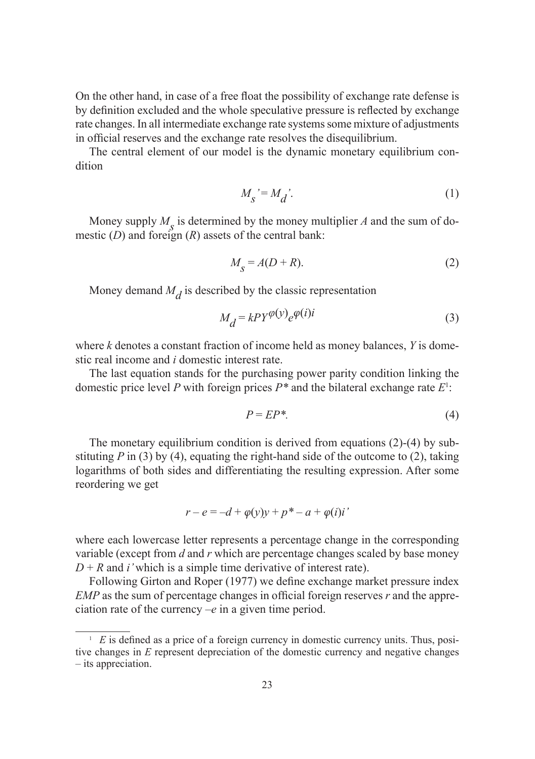On the other hand, in case of a free float the possibility of exchange rate defense is by definition excluded and the whole speculative pressure is reflected by exchange rate changes. In all intermediate exchange rate systems some mixture of adjustments in official reserves and the exchange rate resolves the disequilibrium.

The central element of our model is the dynamic monetary equilibrium condition

$$M_s' = M_d'. \tag{1}$$

Money supply $M_s$ is determined by the money multiplier $A$ and the sum of domestic ($D$) and foreign ($R$) assets of the central bank:

$$M_s = A(D + R). \tag{2}$$

Money demand $M_d$ is described by the classic representation

$$M_d = kPY^{\varphi(y)}e^{\varphi(i)i} \tag{3}$$

where $k$ denotes a constant fraction of income held as money balances, $Y$ is domestic real income and $i$ domestic interest rate.

The last equation stands for the purchasing power parity condition linking the domestic price level $P$ with foreign prices $P^*$ and the bilateral exchange rate $E$[1]:

$$P = EP^*. \tag{4}$$

The monetary equilibrium condition is derived from equations (2)-(4) by substituting $P$ in (3) by (4), equating the right-hand side of the outcome to (2), taking logarithms of both sides and differentiating the resulting expression. After some reordering we get

$$r - e = -d + \varphi(y)y + p^* - a + \varphi(i)i'$$

where each lowercase letter represents a percentage change in the corresponding variable (except from $d$ and $r$ which are percentage changes scaled by base money $D + R$ and $i'$ which is a simple time derivative of interest rate).

Following Girton and Roper (1977) we define exchange market pressure index *EMP* as the sum of percentage changes in official foreign reserves $r$ and the appreciation rate of the currency $-e$ in a given time period.

[1] $E$ is defined as a price of a foreign currency in domestic currency units. Thus, positive changes in $E$ represent depreciation of the domestic currency and negative changes – its appreciation.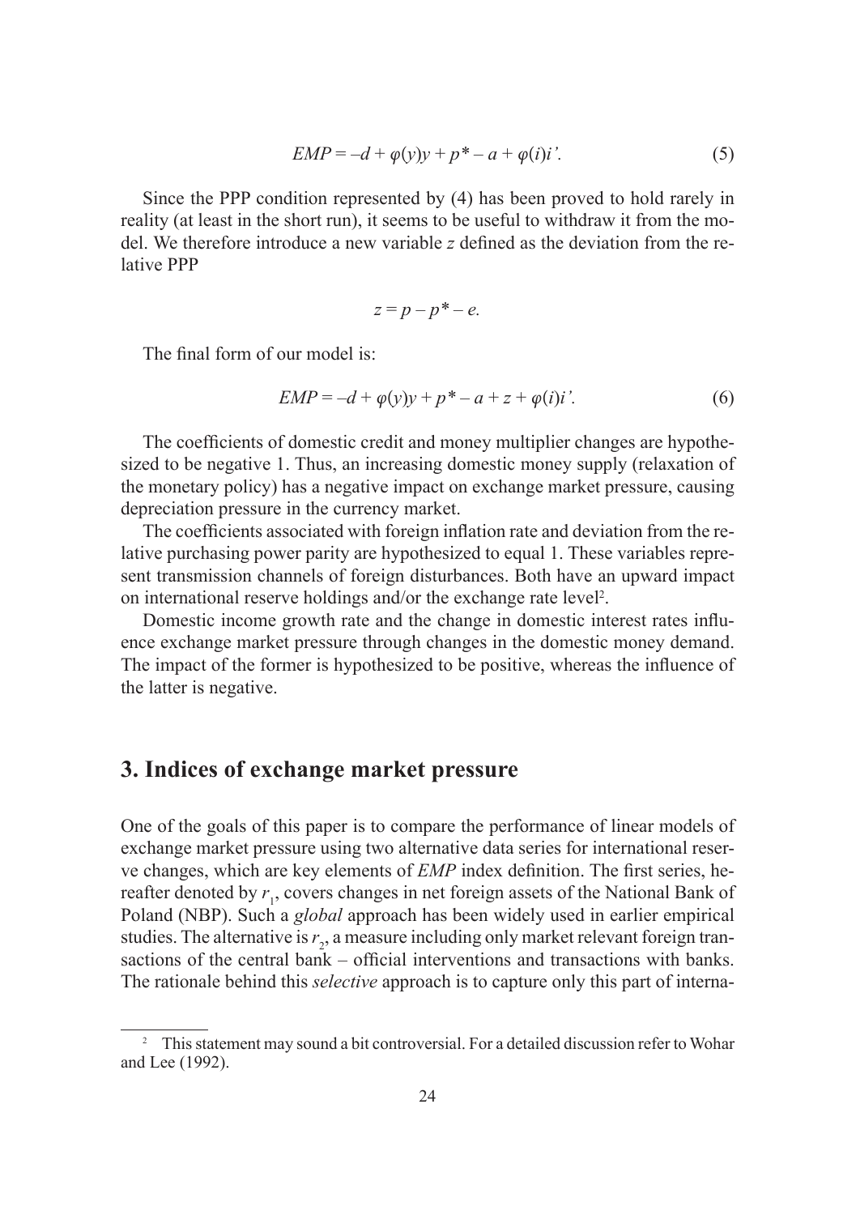$$EMP = -d + \varphi(y)y + p^* - a + \varphi(i)i'. \tag{5}$$

Since the PPP condition represented by (4) has been proved to hold rarely in reality (at least in the short run), it seems to be useful to withdraw it from the model. We therefore introduce a new variable $z$ defined as the deviation from the relative PPP

$$z = p - p^* - e.$$

The final form of our model is:

$$EMP = -d + \varphi(y)y + p^* - a + z + \varphi(i)i'. \tag{6}$$

The coefficients of domestic credit and money multiplier changes are hypothesized to be negative 1. Thus, an increasing domestic money supply (relaxation of the monetary policy) has a negative impact on exchange market pressure, causing depreciation pressure in the currency market.

The coefficients associated with foreign inflation rate and deviation from the relative purchasing power parity are hypothesized to equal 1. These variables represent transmission channels of foreign disturbances. Both have an upward impact on international reserve holdings and/or the exchange rate level[2].

Domestic income growth rate and the change in domestic interest rates influence exchange market pressure through changes in the domestic money demand. The impact of the former is hypothesized to be positive, whereas the influence of the latter is negative.

## 3. Indices of exchange market pressure

One of the goals of this paper is to compare the performance of linear models of exchange market pressure using two alternative data series for international reserve changes, which are key elements of *EMP* index definition. The first series, hereafter denoted by $r_1$, covers changes in net foreign assets of the National Bank of Poland (NBP). Such a *global* approach has been widely used in earlier empirical studies. The alternative is $r_2$, a measure including only market relevant foreign transactions of the central bank – official interventions and transactions with banks. The rationale behind this *selective* approach is to capture only this part of interna-

[2] This statement may sound a bit controversial. For a detailed discussion refer to Wohar and Lee (1992).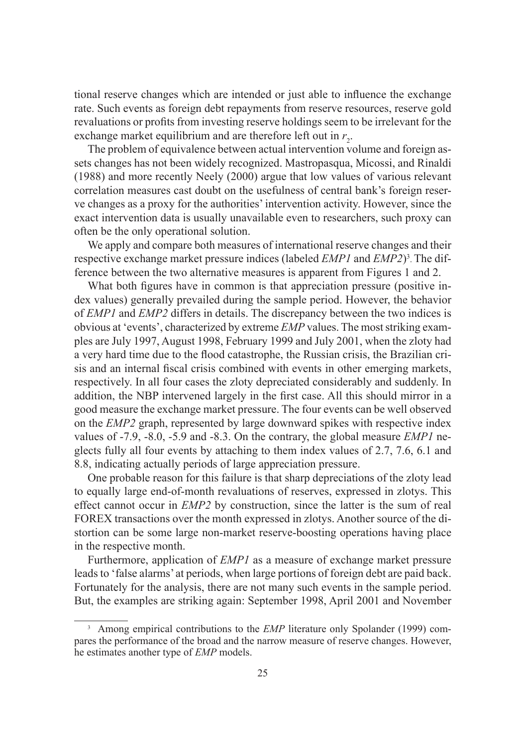tional reserve changes which are intended or just able to influence the exchange rate. Such events as foreign debt repayments from reserve resources, reserve gold revaluations or profits from investing reserve holdings seem to be irrelevant for the exchange market equilibrium and are therefore left out in $r_2$.

The problem of equivalence between actual intervention volume and foreign assets changes has not been widely recognized. Mastropasqua, Micossi, and Rinaldi (1988) and more recently Neely (2000) argue that low values of various relevant correlation measures cast doubt on the usefulness of central bank's foreign reserve changes as a proxy for the authorities' intervention activity. However, since the exact intervention data is usually unavailable even to researchers, such proxy can often be the only operational solution.

We apply and compare both measures of international reserve changes and their respective exchange market pressure indices (labeled *EMP1* and *EMP2*)[3]. The difference between the two alternative measures is apparent from Figures 1 and 2.

What both figures have in common is that appreciation pressure (positive index values) generally prevailed during the sample period. However, the behavior of *EMP1* and *EMP2* differs in details. The discrepancy between the two indices is obvious at 'events', characterized by extreme *EMP* values. The most striking examples are July 1997, August 1998, February 1999 and July 2001, when the zloty had a very hard time due to the flood catastrophe, the Russian crisis, the Brazilian crisis and an internal fiscal crisis combined with events in other emerging markets, respectively. In all four cases the zloty depreciated considerably and suddenly. In addition, the NBP intervened largely in the first case. All this should mirror in a good measure the exchange market pressure. The four events can be well observed on the *EMP2* graph, represented by large downward spikes with respective index values of -7.9, -8.0, -5.9 and -8.3. On the contrary, the global measure *EMP1* neglects fully all four events by attaching to them index values of 2.7, 7.6, 6.1 and 8.8, indicating actually periods of large appreciation pressure.

One probable reason for this failure is that sharp depreciations of the zloty lead to equally large end-of-month revaluations of reserves, expressed in zlotys. This effect cannot occur in *EMP2* by construction, since the latter is the sum of real FOREX transactions over the month expressed in zlotys. Another source of the distortion can be some large non-market reserve-boosting operations having place in the respective month.

Furthermore, application of *EMP1* as a measure of exchange market pressure leads to 'false alarms' at periods, when large portions of foreign debt are paid back. Fortunately for the analysis, there are not many such events in the sample period. But, the examples are striking again: September 1998, April 2001 and November

[3] Among empirical contributions to the *EMP* literature only Spolander (1999) compares the performance of the broad and the narrow measure of reserve changes. However, he estimates another type of *EMP* models.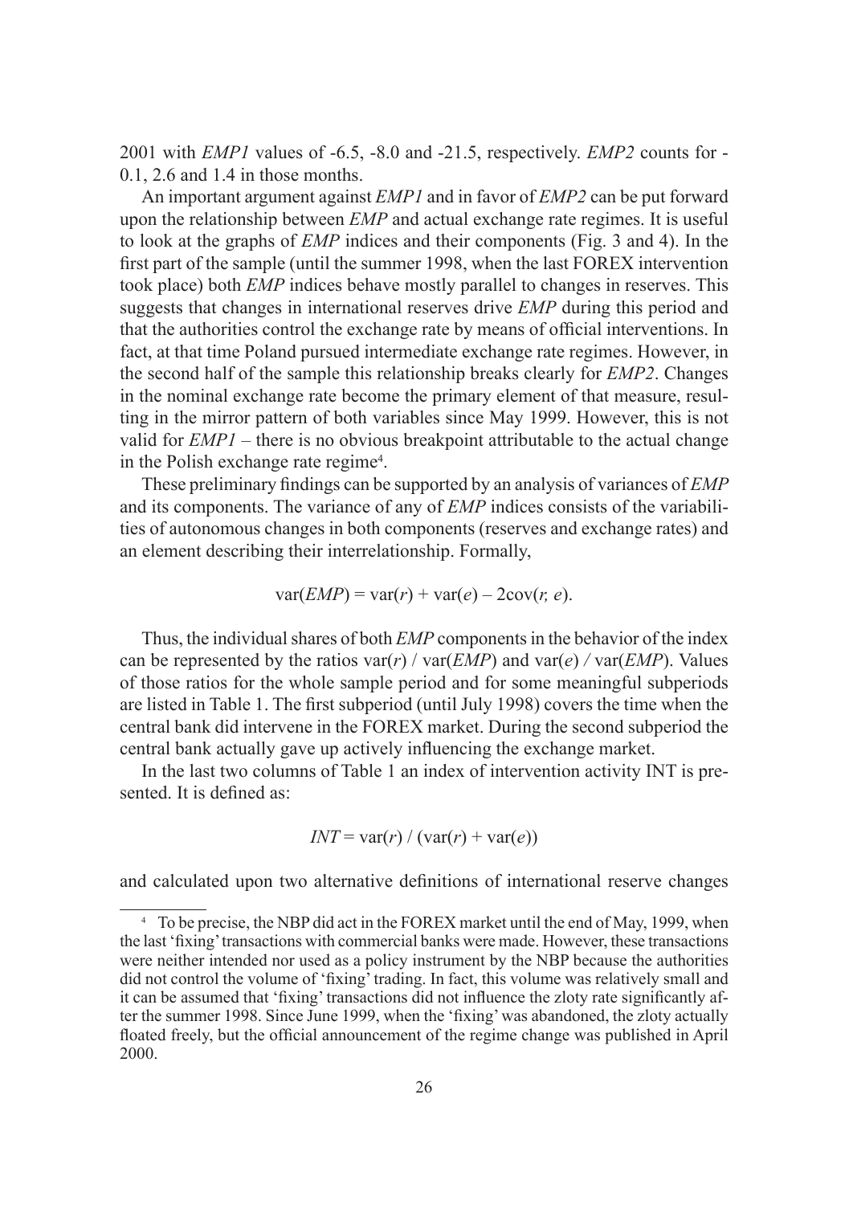2001 with *EMP1* values of -6.5, -8.0 and -21.5, respectively. *EMP2* counts for -0.1, 2.6 and 1.4 in those months.

An important argument against *EMP1* and in favor of *EMP2* can be put forward upon the relationship between *EMP* and actual exchange rate regimes. It is useful to look at the graphs of *EMP* indices and their components (Fig. 3 and 4). In the first part of the sample (until the summer 1998, when the last FOREX intervention took place) both *EMP* indices behave mostly parallel to changes in reserves. This suggests that changes in international reserves drive *EMP* during this period and that the authorities control the exchange rate by means of official interventions. In fact, at that time Poland pursued intermediate exchange rate regimes. However, in the second half of the sample this relationship breaks clearly for *EMP2*. Changes in the nominal exchange rate become the primary element of that measure, resulting in the mirror pattern of both variables since May 1999. However, this is not valid for *EMP1* – there is no obvious breakpoint attributable to the actual change in the Polish exchange rate regime[4].

These preliminary findings can be supported by an analysis of variances of *EMP* and its components. The variance of any of *EMP* indices consists of the variabilities of autonomous changes in both components (reserves and exchange rates) and an element describing their interrelationship. Formally,

$$\mathrm{var}(EMP) = \mathrm{var}(r) + \mathrm{var}(e) - 2\mathrm{cov}(r, e).$$

Thus, the individual shares of both *EMP* components in the behavior of the index can be represented by the ratios $\mathrm{var}(r)$ / $\mathrm{var}(EMP)$ and $\mathrm{var}(e)$ / $\mathrm{var}(EMP)$. Values of those ratios for the whole sample period and for some meaningful subperiods are listed in Table 1. The first subperiod (until July 1998) covers the time when the central bank did intervene in the FOREX market. During the second subperiod the central bank actually gave up actively influencing the exchange market.

In the last two columns of Table 1 an index of intervention activity INT is presented. It is defined as:

$$INT = \mathrm{var}(r) / (\mathrm{var}(r) + \mathrm{var}(e))$$

and calculated upon two alternative definitions of international reserve changes

---

[4] To be precise, the NBP did act in the FOREX market until the end of May, 1999, when the last 'fixing' transactions with commercial banks were made. However, these transactions were neither intended nor used as a policy instrument by the NBP because the authorities did not control the volume of 'fixing' trading. In fact, this volume was relatively small and it can be assumed that 'fixing' transactions did not influence the zloty rate significantly after the summer 1998. Since June 1999, when the 'fixing' was abandoned, the zloty actually floated freely, but the official announcement of the regime change was published in April 2000.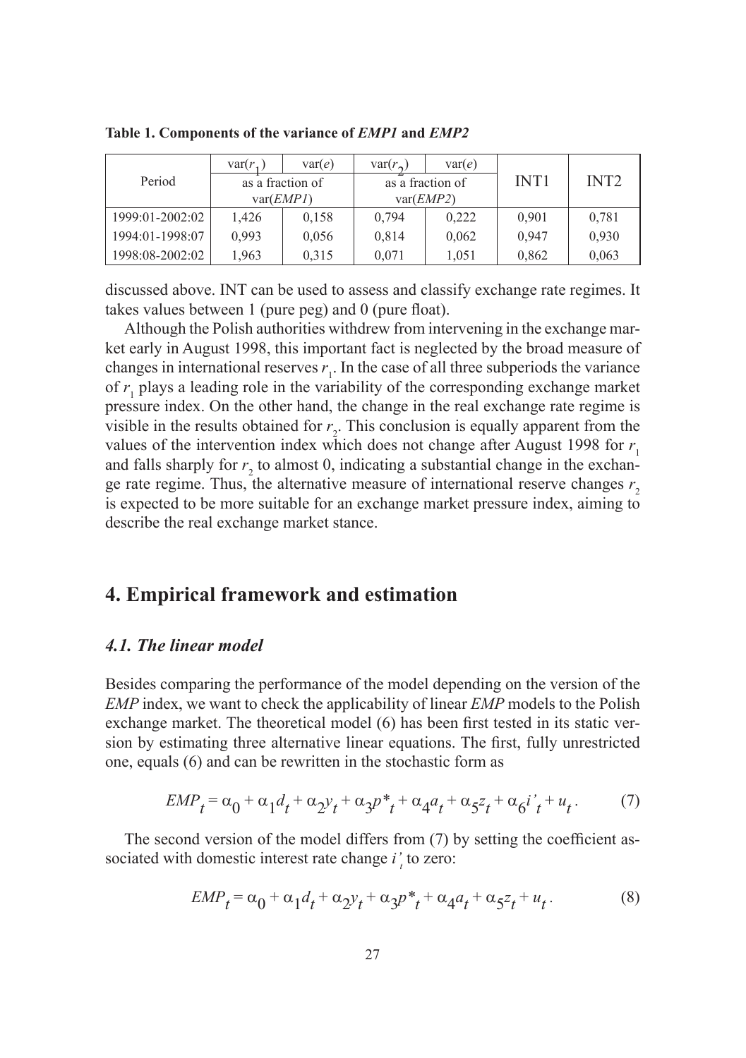**Table 1. Components of the variance of *EMP1* and *EMP2***

| Period | $\text{var}(r_1)$ | $\text{var}(e)$ | $\text{var}(r_2)$ | $\text{var}(e)$ | INT1 | INT2 |
|---|---|---|---|---|---|---|
| | as a fraction of $\text{var}(EMP1)$ | | as a fraction of $\text{var}(EMP2)$ | | | |
| 1999:01-2002:02 | 1,426 | 0,158 | 0,794 | 0,222 | 0,901 | 0,781 |
| 1994:01-1998:07 | 0,993 | 0,056 | 0,814 | 0,062 | 0,947 | 0,930 |
| 1998:08-2002:02 | 1,963 | 0,315 | 0,071 | 1,051 | 0,862 | 0,063 |

discussed above. INT can be used to assess and classify exchange rate regimes. It takes values between 1 (pure peg) and 0 (pure float).

Although the Polish authorities withdrew from intervening in the exchange market early in August 1998, this important fact is neglected by the broad measure of changes in international reserves $r_1$. In the case of all three subperiods the variance of $r_1$ plays a leading role in the variability of the corresponding exchange market pressure index. On the other hand, the change in the real exchange rate regime is visible in the results obtained for $r_2$. This conclusion is equally apparent from the values of the intervention index which does not change after August 1998 for $r_1$ and falls sharply for $r_2$ to almost 0, indicating a substantial change in the exchange rate regime. Thus, the alternative measure of international reserve changes $r_2$ is expected to be more suitable for an exchange market pressure index, aiming to describe the real exchange market stance.

## 4. Empirical framework and estimation

### *4.1. The linear model*

Besides comparing the performance of the model depending on the version of the *EMP* index, we want to check the applicability of linear *EMP* models to the Polish exchange market. The theoretical model (6) has been first tested in its static version by estimating three alternative linear equations. The first, fully unrestricted one, equals (6) and can be rewritten in the stochastic form as

$$EMP_t = \alpha_0 + \alpha_1 d_t + \alpha_2 y_t + \alpha_3 p^*_t + \alpha_4 a_t + \alpha_5 z_t + \alpha_6 i'_t + u_t. \tag{7}$$

The second version of the model differs from (7) by setting the coefficient associated with domestic interest rate change $i'_t$ to zero:

$$EMP_t = \alpha_0 + \alpha_1 d_t + \alpha_2 y_t + \alpha_3 p^*_t + \alpha_4 a_t + \alpha_5 z_t + u_t. \tag{8}$$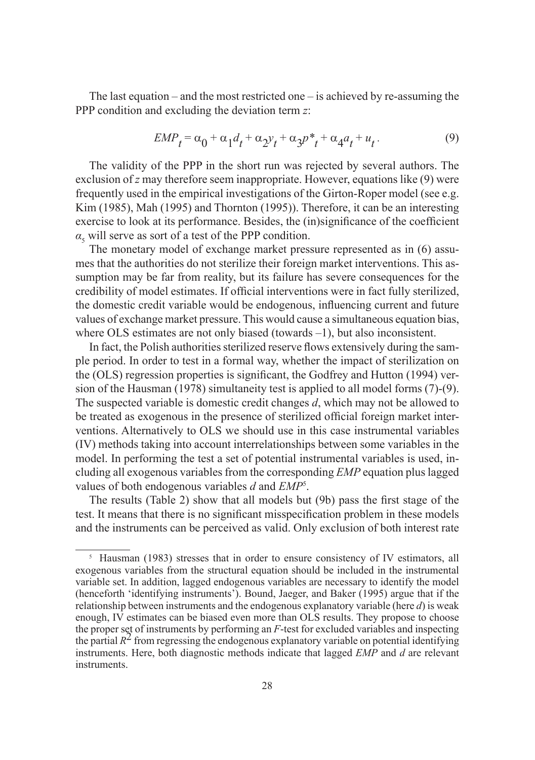The last equation – and the most restricted one – is achieved by re-assuming the PPP condition and excluding the deviation term $z$:

$$EMP_t = \alpha_0 + \alpha_1 d_t + \alpha_2 y_t + \alpha_3 p^*_t + \alpha_4 a_t + u_t . \quad (9)$$

The validity of the PPP in the short run was rejected by several authors. The exclusion of $z$ may therefore seem inappropriate. However, equations like (9) were frequently used in the empirical investigations of the Girton-Roper model (see e.g. Kim (1985), Mah (1995) and Thornton (1995)). Therefore, it can be an interesting exercise to look at its performance. Besides, the (in)significance of the coefficient $\alpha_5$ will serve as sort of a test of the PPP condition.

The monetary model of exchange market pressure represented as in (6) assumes that the authorities do not sterilize their foreign market interventions. This assumption may be far from reality, but its failure has severe consequences for the credibility of model estimates. If official interventions were in fact fully sterilized, the domestic credit variable would be endogenous, influencing current and future values of exchange market pressure. This would cause a simultaneous equation bias, where OLS estimates are not only biased (towards –1), but also inconsistent.

In fact, the Polish authorities sterilized reserve flows extensively during the sample period. In order to test in a formal way, whether the impact of sterilization on the (OLS) regression properties is significant, the Godfrey and Hutton (1994) version of the Hausman (1978) simultaneity test is applied to all model forms (7)-(9). The suspected variable is domestic credit changes $d$, which may not be allowed to be treated as exogenous in the presence of sterilized official foreign market interventions. Alternatively to OLS we should use in this case instrumental variables (IV) methods taking into account interrelationships between some variables in the model. In performing the test a set of potential instrumental variables is used, including all exogenous variables from the corresponding *EMP* equation plus lagged values of both endogenous variables $d$ and *EMP*[5].

The results (Table 2) show that all models but (9b) pass the first stage of the test. It means that there is no significant misspecification problem in these models and the instruments can be perceived as valid. Only exclusion of both interest rate

---

[5] Hausman (1983) stresses that in order to ensure consistency of IV estimators, all exogenous variables from the structural equation should be included in the instrumental variable set. In addition, lagged endogenous variables are necessary to identify the model (henceforth 'identifying instruments'). Bound, Jaeger, and Baker (1995) argue that if the relationship between instruments and the endogenous explanatory variable (here $d$) is weak enough, IV estimates can be biased even more than OLS results. They propose to choose the proper set of instruments by performing an $F$-test for excluded variables and inspecting the partial $R^2$ from regressing the endogenous explanatory variable on potential identifying instruments. Here, both diagnostic methods indicate that lagged *EMP* and $d$ are relevant instruments.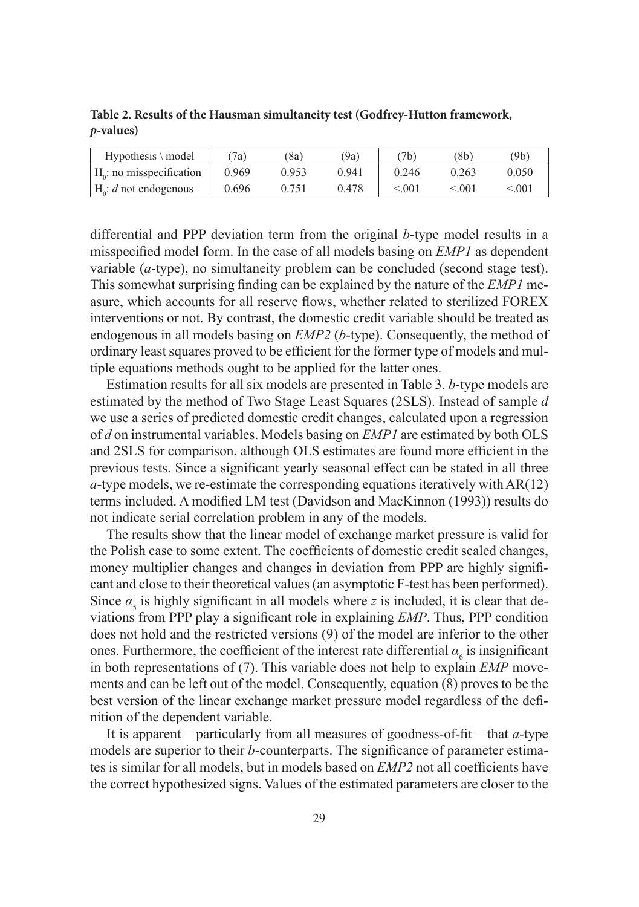**Table 2. Results of the Hausman simultaneity test (Godfrey-Hutton framework, *p*-values)**

| Hypothesis \ model | (7a) | (8a) | (9a) | (7b) | (8b) | (9b) |
|---|---|---|---|---|---|---|
| $H_0$: no misspecification | 0.969 | 0.953 | 0.941 | 0.246 | 0.263 | 0.050 |
| $H_0$: $d$ not endogenous | 0.696 | 0.751 | 0.478 | <.001 | <.001 | <.001 |

differential and PPP deviation term from the original *b*-type model results in a misspecified model form. In the case of all models basing on *EMP1* as dependent variable (*a*-type), no simultaneity problem can be concluded (second stage test). This somewhat surprising finding can be explained by the nature of the *EMP1* measure, which accounts for all reserve flows, whether related to sterilized FOREX interventions or not. By contrast, the domestic credit variable should be treated as endogenous in all models basing on *EMP2* (*b*-type). Consequently, the method of ordinary least squares proved to be efficient for the former type of models and multiple equations methods ought to be applied for the latter ones.

Estimation results for all six models are presented in Table 3. *b*-type models are estimated by the method of Two Stage Least Squares (2SLS). Instead of sample $d$ we use a series of predicted domestic credit changes, calculated upon a regression of $d$ on instrumental variables. Models basing on *EMP1* are estimated by both OLS and 2SLS for comparison, although OLS estimates are found more efficient in the previous tests. Since a significant yearly seasonal effect can be stated in all three *a*-type models, we re-estimate the corresponding equations iteratively with AR(12) terms included. A modified LM test (Davidson and MacKinnon (1993)) results do not indicate serial correlation problem in any of the models.

The results show that the linear model of exchange market pressure is valid for the Polish case to some extent. The coefficients of domestic credit scaled changes, money multiplier changes and changes in deviation from PPP are highly significant and close to their theoretical values (an asymptotic F-test has been performed). Since $\alpha_5$ is highly significant in all models where $z$ is included, it is clear that deviations from PPP play a significant role in explaining *EMP*. Thus, PPP condition does not hold and the restricted versions (9) of the model are inferior to the other ones. Furthermore, the coefficient of the interest rate differential $\alpha_6$ is insignificant in both representations of (7). This variable does not help to explain *EMP* movements and can be left out of the model. Consequently, equation (8) proves to be the best version of the linear exchange market pressure model regardless of the definition of the dependent variable.

It is apparent – particularly from all measures of goodness-of-fit – that *a*-type models are superior to their *b*-counterparts. The significance of parameter estimates is similar for all models, but in models based on *EMP2* not all coefficients have the correct hypothesized signs. Values of the estimated parameters are closer to the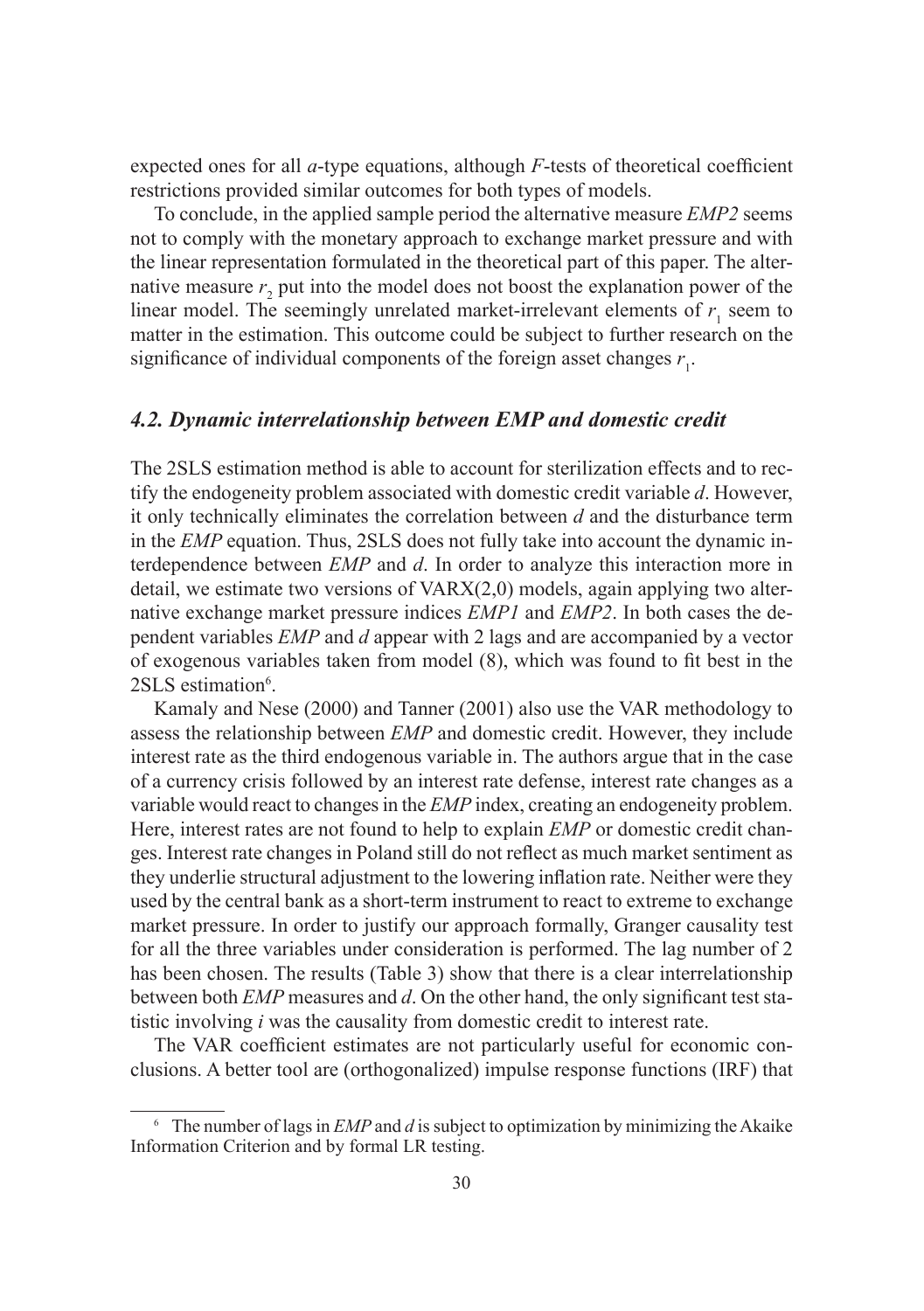expected ones for all *a*-type equations, although *F*-tests of theoretical coefficient restrictions provided similar outcomes for both types of models.

To conclude, in the applied sample period the alternative measure *EMP2* seems not to comply with the monetary approach to exchange market pressure and with the linear representation formulated in the theoretical part of this paper. The alternative measure $r_2$ put into the model does not boost the explanation power of the linear model. The seemingly unrelated market-irrelevant elements of $r_1$ seem to matter in the estimation. This outcome could be subject to further research on the significance of individual components of the foreign asset changes $r_1$.

### *4.2. Dynamic interrelationship between EMP and domestic credit*

The 2SLS estimation method is able to account for sterilization effects and to rectify the endogeneity problem associated with domestic credit variable *d*. However, it only technically eliminates the correlation between *d* and the disturbance term in the *EMP* equation. Thus, 2SLS does not fully take into account the dynamic interdependence between *EMP* and *d*. In order to analyze this interaction more in detail, we estimate two versions of VARX(2,0) models, again applying two alternative exchange market pressure indices *EMP1* and *EMP2*. In both cases the dependent variables *EMP* and *d* appear with 2 lags and are accompanied by a vector of exogenous variables taken from model (8), which was found to fit best in the 2SLS estimation[6].

Kamaly and Nese (2000) and Tanner (2001) also use the VAR methodology to assess the relationship between *EMP* and domestic credit. However, they include interest rate as the third endogenous variable in. The authors argue that in the case of a currency crisis followed by an interest rate defense, interest rate changes as a variable would react to changes in the *EMP* index, creating an endogeneity problem. Here, interest rates are not found to help to explain *EMP* or domestic credit changes. Interest rate changes in Poland still do not reflect as much market sentiment as they underlie structural adjustment to the lowering inflation rate. Neither were they used by the central bank as a short-term instrument to react to extreme to exchange market pressure. In order to justify our approach formally, Granger causality test for all the three variables under consideration is performed. The lag number of 2 has been chosen. The results (Table 3) show that there is a clear interrelationship between both *EMP* measures and *d*. On the other hand, the only significant test statistic involving *i* was the causality from domestic credit to interest rate.

The VAR coefficient estimates are not particularly useful for economic conclusions. A better tool are (orthogonalized) impulse response functions (IRF) that

[6] The number of lags in *EMP* and *d* is subject to optimization by minimizing the Akaike Information Criterion and by formal LR testing.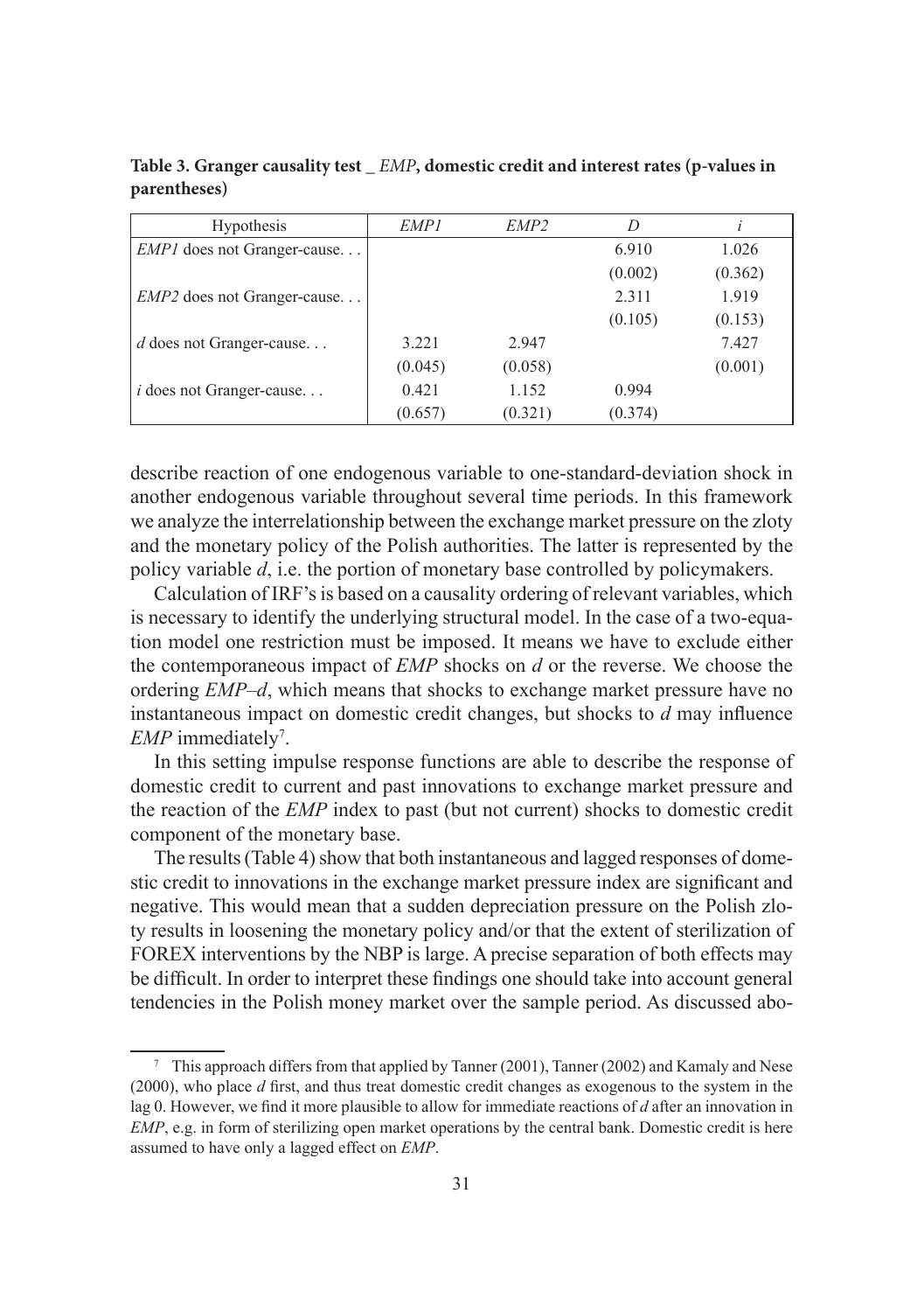**Table 3. Granger causality test _ *EMP*, domestic credit and interest rates (p-values in parentheses)**

| Hypothesis | *EMP1* | *EMP2* | *D* | *i* |
|---|---|---|---|---|
| *EMP1* does not Granger-cause. . . | | | 6.910 | 1.026 |
| | | | (0.002) | (0.362) |
| *EMP2* does not Granger-cause. . . | | | 2.311 | 1.919 |
| | | | (0.105) | (0.153) |
| *d* does not Granger-cause. . . | 3.221 | 2.947 | | 7.427 |
| | (0.045) | (0.058) | | (0.001) |
| *i* does not Granger-cause. . . | 0.421 | 1.152 | 0.994 | |
| | (0.657) | (0.321) | (0.374) | |

describe reaction of one endogenous variable to one-standard-deviation shock in another endogenous variable throughout several time periods. In this framework we analyze the interrelationship between the exchange market pressure on the zloty and the monetary policy of the Polish authorities. The latter is represented by the policy variable *d*, i.e. the portion of monetary base controlled by policymakers.

Calculation of IRF's is based on a causality ordering of relevant variables, which is necessary to identify the underlying structural model. In the case of a two-equation model one restriction must be imposed. It means we have to exclude either the contemporaneous impact of *EMP* shocks on *d* or the reverse. We choose the ordering *EMP–d*, which means that shocks to exchange market pressure have no instantaneous impact on domestic credit changes, but shocks to *d* may influence *EMP* immediately[7].

In this setting impulse response functions are able to describe the response of domestic credit to current and past innovations to exchange market pressure and the reaction of the *EMP* index to past (but not current) shocks to domestic credit component of the monetary base.

The results (Table 4) show that both instantaneous and lagged responses of domestic credit to innovations in the exchange market pressure index are significant and negative. This would mean that a sudden depreciation pressure on the Polish zloty results in loosening the monetary policy and/or that the extent of sterilization of FOREX interventions by the NBP is large. A precise separation of both effects may be difficult. In order to interpret these findings one should take into account general tendencies in the Polish money market over the sample period. As discussed abo-

---

[7] This approach differs from that applied by Tanner (2001), Tanner (2002) and Kamaly and Nese (2000), who place *d* first, and thus treat domestic credit changes as exogenous to the system in the lag 0. However, we find it more plausible to allow for immediate reactions of *d* after an innovation in *EMP*, e.g. in form of sterilizing open market operations by the central bank. Domestic credit is here assumed to have only a lagged effect on *EMP*.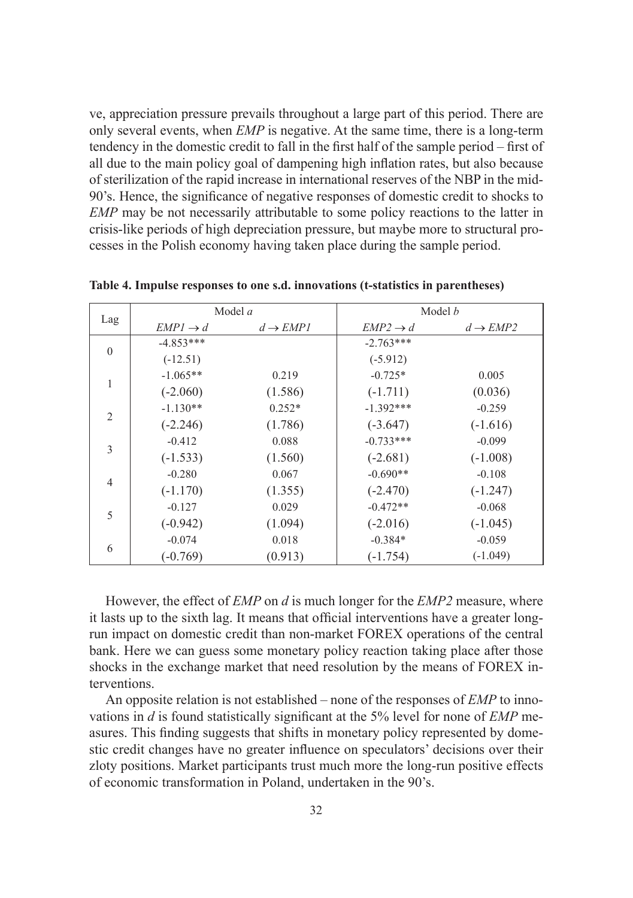ve, appreciation pressure prevails throughout a large part of this period. There are only several events, when *EMP* is negative. At the same time, there is a long-term tendency in the domestic credit to fall in the first half of the sample period – first of all due to the main policy goal of dampening high inflation rates, but also because of sterilization of the rapid increase in international reserves of the NBP in the mid-90's. Hence, the significance of negative responses of domestic credit to shocks to *EMP* may be not necessarily attributable to some policy reactions to the latter in crisis-like periods of high depreciation pressure, but maybe more to structural processes in the Polish economy having taken place during the sample period.

**Table 4. Impulse responses to one s.d. innovations (t-statistics in parentheses)**

| Lag | Model *a* | | Model *b* | |
|---|---|---|---|---|
| | $EMP1 \rightarrow d$ | $d \rightarrow EMP1$ | $EMP2 \rightarrow d$ | $d \rightarrow EMP2$ |
| 0 | -4.853*** | | -2.763*** | |
| | (-12.51) | | (-5.912) | |
| 1 | -1.065** | 0.219 | -0.725* | 0.005 |
| | (-2.060) | (1.586) | (-1.711) | (0.036) |
| 2 | -1.130** | 0.252* | -1.392*** | -0.259 |
| | (-2.246) | (1.786) | (-3.647) | (-1.616) |
| 3 | -0.412 | 0.088 | -0.733*** | -0.099 |
| | (-1.533) | (1.560) | (-2.681) | (-1.008) |
| 4 | -0.280 | 0.067 | -0.690** | -0.108 |
| | (-1.170) | (1.355) | (-2.470) | (-1.247) |
| 5 | -0.127 | 0.029 | -0.472** | -0.068 |
| | (-0.942) | (1.094) | (-2.016) | (-1.045) |
| 6 | -0.074 | 0.018 | -0.384* | -0.059 |
| | (-0.769) | (0.913) | (-1.754) | (-1.049) |

However, the effect of *EMP* on *d* is much longer for the *EMP2* measure, where it lasts up to the sixth lag. It means that official interventions have a greater long-run impact on domestic credit than non-market FOREX operations of the central bank. Here we can guess some monetary policy reaction taking place after those shocks in the exchange market that need resolution by the means of FOREX interventions.

An opposite relation is not established – none of the responses of *EMP* to innovations in *d* is found statistically significant at the 5% level for none of *EMP* measures. This finding suggests that shifts in monetary policy represented by domestic credit changes have no greater influence on speculators' decisions over their zloty positions. Market participants trust much more the long-run positive effects of economic transformation in Poland, undertaken in the 90's.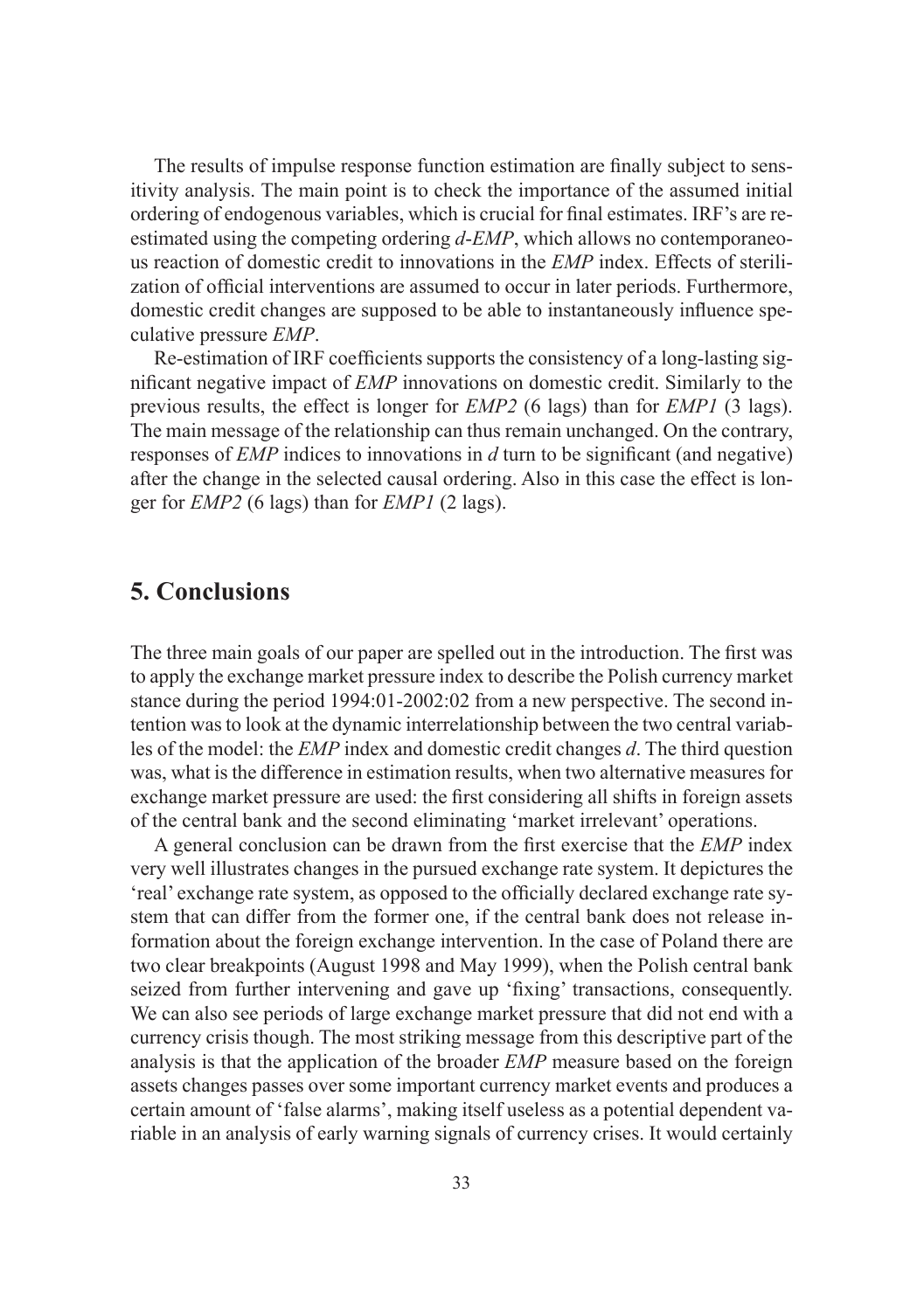The results of impulse response function estimation are finally subject to sensitivity analysis. The main point is to check the importance of the assumed initial ordering of endogenous variables, which is crucial for final estimates. IRF's are re-estimated using the competing ordering *d-EMP*, which allows no contemporaneous reaction of domestic credit to innovations in the *EMP* index. Effects of sterilization of official interventions are assumed to occur in later periods. Furthermore, domestic credit changes are supposed to be able to instantaneously influence speculative pressure *EMP*.

Re-estimation of IRF coefficients supports the consistency of a long-lasting significant negative impact of *EMP* innovations on domestic credit. Similarly to the previous results, the effect is longer for *EMP2* (6 lags) than for *EMP1* (3 lags). The main message of the relationship can thus remain unchanged. On the contrary, responses of *EMP* indices to innovations in *d* turn to be significant (and negative) after the change in the selected causal ordering. Also in this case the effect is longer for *EMP2* (6 lags) than for *EMP1* (2 lags).

## 5. Conclusions

The three main goals of our paper are spelled out in the introduction. The first was to apply the exchange market pressure index to describe the Polish currency market stance during the period 1994:01-2002:02 from a new perspective. The second intention was to look at the dynamic interrelationship between the two central variables of the model: the *EMP* index and domestic credit changes *d*. The third question was, what is the difference in estimation results, when two alternative measures for exchange market pressure are used: the first considering all shifts in foreign assets of the central bank and the second eliminating 'market irrelevant' operations.

A general conclusion can be drawn from the first exercise that the *EMP* index very well illustrates changes in the pursued exchange rate system. It depictures the 'real' exchange rate system, as opposed to the officially declared exchange rate system that can differ from the former one, if the central bank does not release information about the foreign exchange intervention. In the case of Poland there are two clear breakpoints (August 1998 and May 1999), when the Polish central bank seized from further intervening and gave up 'fixing' transactions, consequently. We can also see periods of large exchange market pressure that did not end with a currency crisis though. The most striking message from this descriptive part of the analysis is that the application of the broader *EMP* measure based on the foreign assets changes passes over some important currency market events and produces a certain amount of 'false alarms', making itself useless as a potential dependent variable in an analysis of early warning signals of currency crises. It would certainly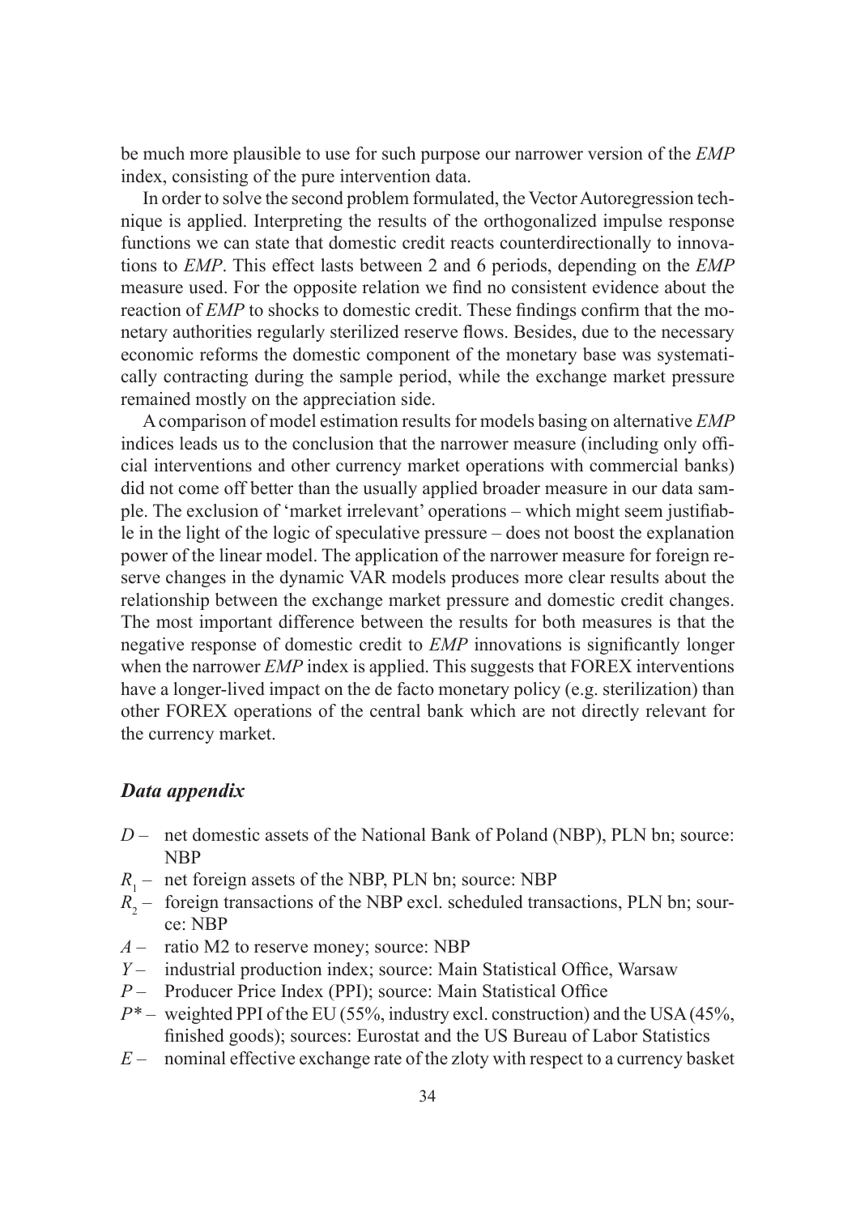be much more plausible to use for such purpose our narrower version of the *EMP* index, consisting of the pure intervention data.

In order to solve the second problem formulated, the Vector Autoregression technique is applied. Interpreting the results of the orthogonalized impulse response functions we can state that domestic credit reacts counterdirectionally to innovations to *EMP*. This effect lasts between 2 and 6 periods, depending on the *EMP* measure used. For the opposite relation we find no consistent evidence about the reaction of *EMP* to shocks to domestic credit. These findings confirm that the monetary authorities regularly sterilized reserve flows. Besides, due to the necessary economic reforms the domestic component of the monetary base was systematically contracting during the sample period, while the exchange market pressure remained mostly on the appreciation side.

A comparison of model estimation results for models basing on alternative *EMP* indices leads us to the conclusion that the narrower measure (including only official interventions and other currency market operations with commercial banks) did not come off better than the usually applied broader measure in our data sample. The exclusion of 'market irrelevant' operations – which might seem justifiable in the light of the logic of speculative pressure – does not boost the explanation power of the linear model. The application of the narrower measure for foreign reserve changes in the dynamic VAR models produces more clear results about the relationship between the exchange market pressure and domestic credit changes. The most important difference between the results for both measures is that the negative response of domestic credit to *EMP* innovations is significantly longer when the narrower *EMP* index is applied. This suggests that FOREX interventions have a longer-lived impact on the de facto monetary policy (e.g. sterilization) than other FOREX operations of the central bank which are not directly relevant for the currency market.

### *Data appendix*

- $D$ – net domestic assets of the National Bank of Poland (NBP), PLN bn; source: NBP
- $R_1$ – net foreign assets of the NBP, PLN bn; source: NBP
- $R_2$ – foreign transactions of the NBP excl. scheduled transactions, PLN bn; source: NBP
- $A$ – ratio M2 to reserve money; source: NBP
- $Y$ – industrial production index; source: Main Statistical Office, Warsaw
- $P$ – Producer Price Index (PPI); source: Main Statistical Office
- $P^*$ – weighted PPI of the EU (55%, industry excl. construction) and the USA (45%, finished goods); sources: Eurostat and the US Bureau of Labor Statistics
- $E$ – nominal effective exchange rate of the zloty with respect to a currency basket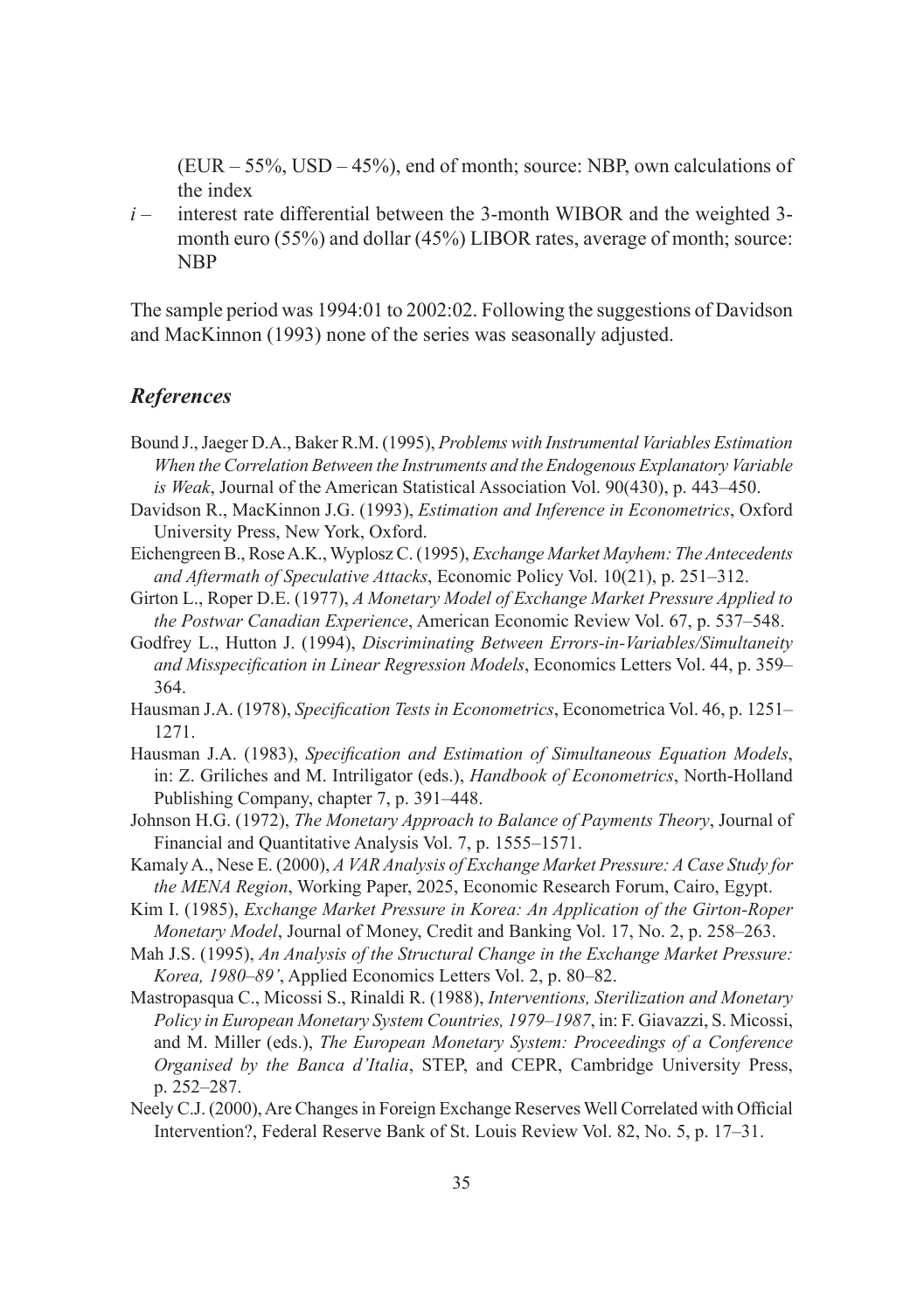(EUR – 55%, USD – 45%), end of month; source: NBP, own calculations of the index

$i$ – interest rate differential between the 3-month WIBOR and the weighted 3-month euro (55%) and dollar (45%) LIBOR rates, average of month; source: NBP

The sample period was 1994:01 to 2002:02. Following the suggestions of Davidson and MacKinnon (1993) none of the series was seasonally adjusted.

## *References*

Bound J., Jaeger D.A., Baker R.M. (1995), *Problems with Instrumental Variables Estimation When the Correlation Between the Instruments and the Endogenous Explanatory Variable is Weak*, Journal of the American Statistical Association Vol. 90(430), p. 443–450.

Davidson R., MacKinnon J.G. (1993), *Estimation and Inference in Econometrics*, Oxford University Press, New York, Oxford.

Eichengreen B., Rose A.K., Wyplosz C. (1995), *Exchange Market Mayhem: The Antecedents and Aftermath of Speculative Attacks*, Economic Policy Vol. 10(21), p. 251–312.

Girton L., Roper D.E. (1977), *A Monetary Model of Exchange Market Pressure Applied to the Postwar Canadian Experience*, American Economic Review Vol. 67, p. 537–548.

Godfrey L., Hutton J. (1994), *Discriminating Between Errors-in-Variables/Simultaneity and Misspecification in Linear Regression Models*, Economics Letters Vol. 44, p. 359–364.

Hausman J.A. (1978), *Specification Tests in Econometrics*, Econometrica Vol. 46, p. 1251–1271.

Hausman J.A. (1983), *Specification and Estimation of Simultaneous Equation Models*, in: Z. Griliches and M. Intriligator (eds.), *Handbook of Econometrics*, North-Holland Publishing Company, chapter 7, p. 391–448.

Johnson H.G. (1972), *The Monetary Approach to Balance of Payments Theory*, Journal of Financial and Quantitative Analysis Vol. 7, p. 1555–1571.

Kamaly A., Nese E. (2000), *A VAR Analysis of Exchange Market Pressure: A Case Study for the MENA Region*, Working Paper, 2025, Economic Research Forum, Cairo, Egypt.

Kim I. (1985), *Exchange Market Pressure in Korea: An Application of the Girton-Roper Monetary Model*, Journal of Money, Credit and Banking Vol. 17, No. 2, p. 258–263.

Mah J.S. (1995), *An Analysis of the Structural Change in the Exchange Market Pressure: Korea, 1980–89'*, Applied Economics Letters Vol. 2, p. 80–82.

Mastropasqua C., Micossi S., Rinaldi R. (1988), *Interventions, Sterilization and Monetary Policy in European Monetary System Countries, 1979–1987*, in: F. Giavazzi, S. Micossi, and M. Miller (eds.), *The European Monetary System: Proceedings of a Conference Organised by the Banca d'Italia*, STEP, and CEPR, Cambridge University Press, p. 252–287.

Neely C.J. (2000), Are Changes in Foreign Exchange Reserves Well Correlated with Official Intervention?, Federal Reserve Bank of St. Louis Review Vol. 82, No. 5, p. 17–31.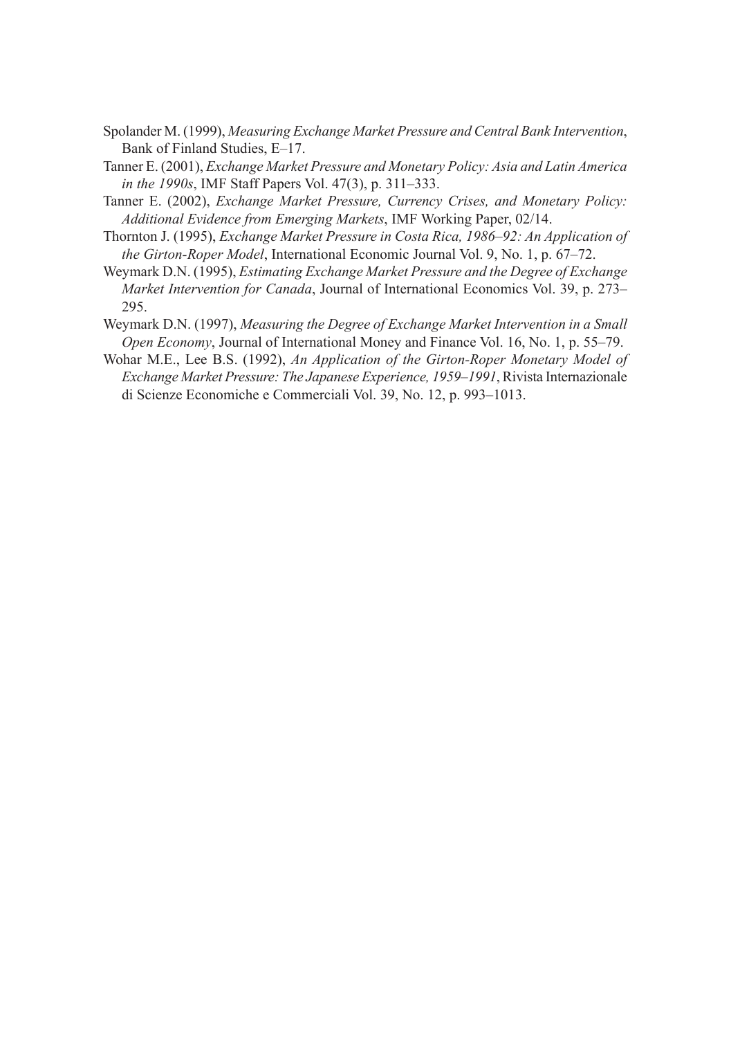Spolander M. (1999), *Measuring Exchange Market Pressure and Central Bank Intervention*, Bank of Finland Studies, E–17.

Tanner E. (2001), *Exchange Market Pressure and Monetary Policy: Asia and Latin America in the 1990s*, IMF Staff Papers Vol. 47(3), p. 311–333.

Tanner E. (2002), *Exchange Market Pressure, Currency Crises, and Monetary Policy: Additional Evidence from Emerging Markets*, IMF Working Paper, 02/14.

Thornton J. (1995), *Exchange Market Pressure in Costa Rica, 1986–92: An Application of the Girton-Roper Model*, International Economic Journal Vol. 9, No. 1, p. 67–72.

Weymark D.N. (1995), *Estimating Exchange Market Pressure and the Degree of Exchange Market Intervention for Canada*, Journal of International Economics Vol. 39, p. 273–295.

Weymark D.N. (1997), *Measuring the Degree of Exchange Market Intervention in a Small Open Economy*, Journal of International Money and Finance Vol. 16, No. 1, p. 55–79.

Wohar M.E., Lee B.S. (1992), *An Application of the Girton-Roper Monetary Model of Exchange Market Pressure: The Japanese Experience, 1959–1991*, Rivista Internazionale di Scienze Economiche e Commerciali Vol. 39, No. 12, p. 993–1013.